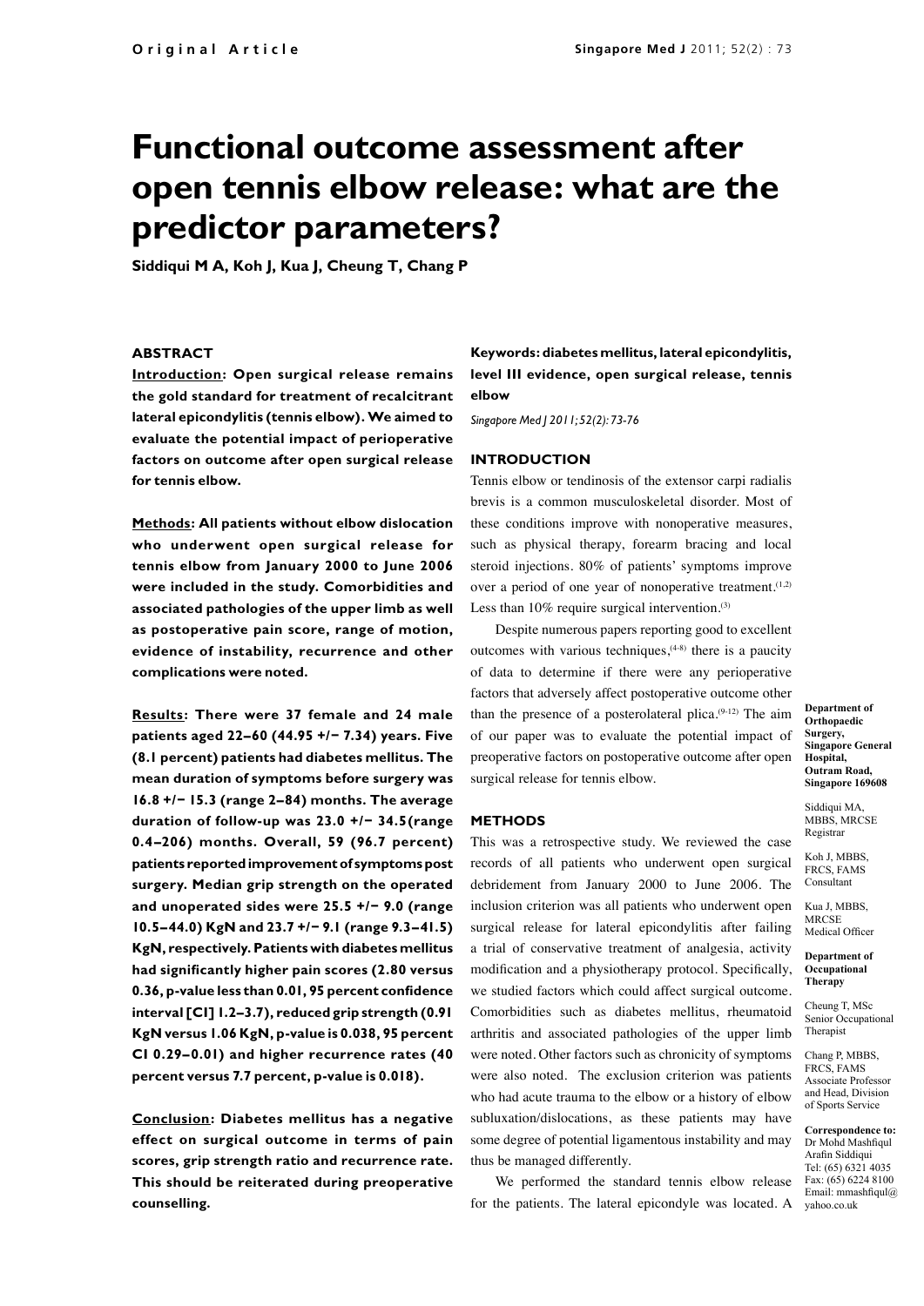Original Article

# Functional outcome assessment after open tennis elbow release: what are the predictor parameters?

**Siddiqui M A, Koh J, Kua J, Cheung T, Chang P**

## ABSTRACT

**Introduction: Open surgical release remains the gold standard for treatment of recalcitrant lateral epicondylitis (tennis elbow). We aimed to evaluate the potential impact of perioperative factors on outcome after open surgical release for tennis elbow.**

**Methods: All patients without elbow dislocation who underwent open surgical release for tennis elbow from January 2000 to June 2006 were included in the study. Comorbidities and associated pathologies of the upper limb as well as postoperative pain score, range of motion, evidence of instability, recurrence and other complications were noted.**

**Results: There were 37 female and 24 male patients aged 22–60 (44.95 +/− 7.34) years. Five (8.1 percent) patients had diabetes mellitus. The mean duration of symptoms before surgery was 16.8 +/− 15.3 (range 2–84) months. The average duration of follow-up was 23.0 +/− 34.5(range 0.4–206) months. Overall, 59 (96.7 percent) patients reported improvement of symptoms post surgery. Median grip strength on the operated and unoperated sides were 25.5 +/− 9.0 (range 10.5–44.0) KgN and 23.7 +/− 9.1 (range 9.3–41.5) KgN, respectively. Patients with diabetes mellitus had significantly higher pain scores (2.80 versus 0.36, p-value less than 0.01, 95 percent confidence interval [CI] 1.2–3.7), reduced grip strength (0.91 KgN versus 1.06 KgN, p-value is 0.038, 95 percent CI 0.29–0.01) and higher recurrence rates (40 percent versus 7.7 percent, p-value is 0.018).**

**Conclusion: Diabetes mellitus has a negative effect on surgical outcome in terms of pain scores, grip strength ratio and recurrence rate. This should be reiterated during preoperative counselling.**

**Keywords: diabetes mellitus, lateral epicondylitis, level III evidence, open surgical release, tennis elbow**

*Singapore Med J 2011; 52(2): 73-76*

## INTRODUCTION

Tennis elbow or tendinosis of the extensor carpi radialis brevis is a common musculoskeletal disorder. Most of these conditions improve with nonoperative measures, such as physical therapy, forearm bracing and local steroid injections. 80% of patients' symptoms improve over a period of one year of nonoperative treatment.[1,2] Less than 10% require surgical intervention.[3]

Despite numerous papers reporting good to excellent outcomes with various techniques,[4-8] there is a paucity of data to determine if there were any perioperative factors that adversely affect postoperative outcome other than the presence of a posterolateral plica.[9-12] The aim of our paper was to evaluate the potential impact of preoperative factors on postoperative outcome after open surgical release for tennis elbow.

## METHODS

This was a retrospective study. We reviewed the case records of all patients who underwent open surgical debridement from January 2000 to June 2006. The inclusion criterion was all patients who underwent open surgical release for lateral epicondylitis after failing a trial of conservative treatment of analgesia, activity modification and a physiotherapy protocol. Specifically, we studied factors which could affect surgical outcome. Comorbidities such as diabetes mellitus, rheumatoid arthritis and associated pathologies of the upper limb were noted. Other factors such as chronicity of symptoms were also noted. The exclusion criterion was patients who had acute trauma to the elbow or a history of elbow subluxation/dislocations, as these patients may have some degree of potential ligamentous instability and may thus be managed differently.

We performed the standard tennis elbow release for the patients. The lateral epicondyle was located. A

**Department of Orthopaedic Surgery, Singapore General Hospital, Outram Road, Singapore 169608**

Siddiqui MA, MBBS, MRCSE Registrar

Koh J, MBBS, FRCS, FAMS Consultant

Kua J, MBBS, MRCSE Medical Officer

**Department of Occupational Therapy**

Cheung T, MSc Senior Occupational Therapist

Chang P, MBBS, FRCS, FAMS Associate Professor and Head, Division of Sports Service

**Correspondence to:** Dr Mohd Mashfiqul Arafin Siddiqui Tel: (65) 6321 4035 Fax: (65) 6224 8100 Email: mmashfiqul@yahoo.co.uk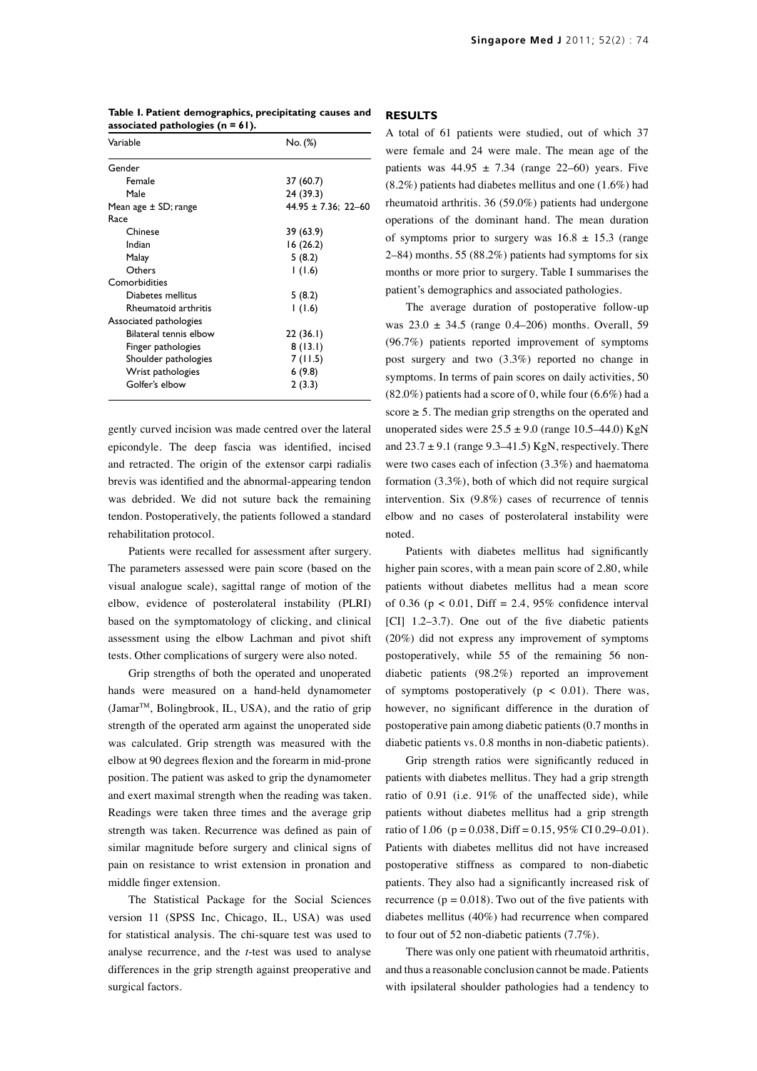**Table I. Patient demographics, precipitating causes and associated pathologies (n = 61).**

| Variable | No. (%) |
|---|---|
| Gender | |
| Female | 37 (60.7) |
| Male | 24 (39.3) |
| Mean age ± SD; range | 44.95 ± 7.36; 22–60 |
| Race | |
| Chinese | 39 (63.9) |
| Indian | 16 (26.2) |
| Malay | 5 (8.2) |
| Others | 1 (1.6) |
| Comorbidities | |
| Diabetes mellitus | 5 (8.2) |
| Rheumatoid arthritis | 1 (1.6) |
| Associated pathologies | |
| Bilateral tennis elbow | 22 (36.1) |
| Finger pathologies | 8 (13.1) |
| Shoulder pathologies | 7 (11.5) |
| Wrist pathologies | 6 (9.8) |
| Golfer's elbow | 2 (3.3) |

gently curved incision was made centred over the lateral epicondyle. The deep fascia was identified, incised and retracted. The origin of the extensor carpi radialis brevis was identified and the abnormal-appearing tendon was debrided. We did not suture back the remaining tendon. Postoperatively, the patients followed a standard rehabilitation protocol.

Patients were recalled for assessment after surgery. The parameters assessed were pain score (based on the visual analogue scale), sagittal range of motion of the elbow, evidence of posterolateral instability (PLRI) based on the symptomatology of clicking, and clinical assessment using the elbow Lachman and pivot shift tests. Other complications of surgery were also noted.

Grip strengths of both the operated and unoperated hands were measured on a hand-held dynamometer (Jamar™, Bolingbrook, IL, USA), and the ratio of grip strength of the operated arm against the unoperated side was calculated. Grip strength was measured with the elbow at 90 degrees flexion and the forearm in mid-prone position. The patient was asked to grip the dynamometer and exert maximal strength when the reading was taken. Readings were taken three times and the average grip strength was taken. Recurrence was defined as pain of similar magnitude before surgery and clinical signs of pain on resistance to wrist extension in pronation and middle finger extension.

The Statistical Package for the Social Sciences version 11 (SPSS Inc, Chicago, IL, USA) was used for statistical analysis. The chi-square test was used to analyse recurrence, and the *t*-test was used to analyse differences in the grip strength against preoperative and surgical factors.

## RESULTS

A total of 61 patients were studied, out of which 37 were female and 24 were male. The mean age of the patients was 44.95 ± 7.34 (range 22–60) years. Five (8.2%) patients had diabetes mellitus and one (1.6%) had rheumatoid arthritis. 36 (59.0%) patients had undergone operations of the dominant hand. The mean duration of symptoms prior to surgery was 16.8 ± 15.3 (range 2–84) months. 55 (88.2%) patients had symptoms for six months or more prior to surgery. Table I summarises the patient's demographics and associated pathologies.

The average duration of postoperative follow-up was 23.0 ± 34.5 (range 0.4–206) months. Overall, 59 (96.7%) patients reported improvement of symptoms post surgery and two (3.3%) reported no change in symptoms. In terms of pain scores on daily activities, 50 (82.0%) patients had a score of 0, while four (6.6%) had a score ≥ 5. The median grip strengths on the operated and unoperated sides were 25.5 ± 9.0 (range 10.5–44.0) KgN and 23.7 ± 9.1 (range 9.3–41.5) KgN, respectively. There were two cases each of infection (3.3%) and haematoma formation (3.3%), both of which did not require surgical intervention. Six (9.8%) cases of recurrence of tennis elbow and no cases of posterolateral instability were noted.

Patients with diabetes mellitus had significantly higher pain scores, with a mean pain score of 2.80, while patients without diabetes mellitus had a mean score of 0.36 ($p < 0.01$, Diff = 2.4, 95% confidence interval [CI] 1.2–3.7). One out of the five diabetic patients (20%) did not express any improvement of symptoms postoperatively, while 55 of the remaining 56 non-diabetic patients (98.2%) reported an improvement of symptoms postoperatively ($p < 0.01$). There was, however, no significant difference in the duration of postoperative pain among diabetic patients (0.7 months in diabetic patients vs. 0.8 months in non-diabetic patients).

Grip strength ratios were significantly reduced in patients with diabetes mellitus. They had a grip strength ratio of 0.91 (i.e. 91% of the unaffected side), while patients without diabetes mellitus had a grip strength ratio of 1.06 ($p = 0.038$, Diff = 0.15, 95% CI 0.29–0.01). Patients with diabetes mellitus did not have increased postoperative stiffness as compared to non-diabetic patients. They also had a significantly increased risk of recurrence ($p = 0.018$). Two out of the five patients with diabetes mellitus (40%) had recurrence when compared to four out of 52 non-diabetic patients (7.7%).

There was only one patient with rheumatoid arthritis, and thus a reasonable conclusion cannot be made. Patients with ipsilateral shoulder pathologies had a tendency to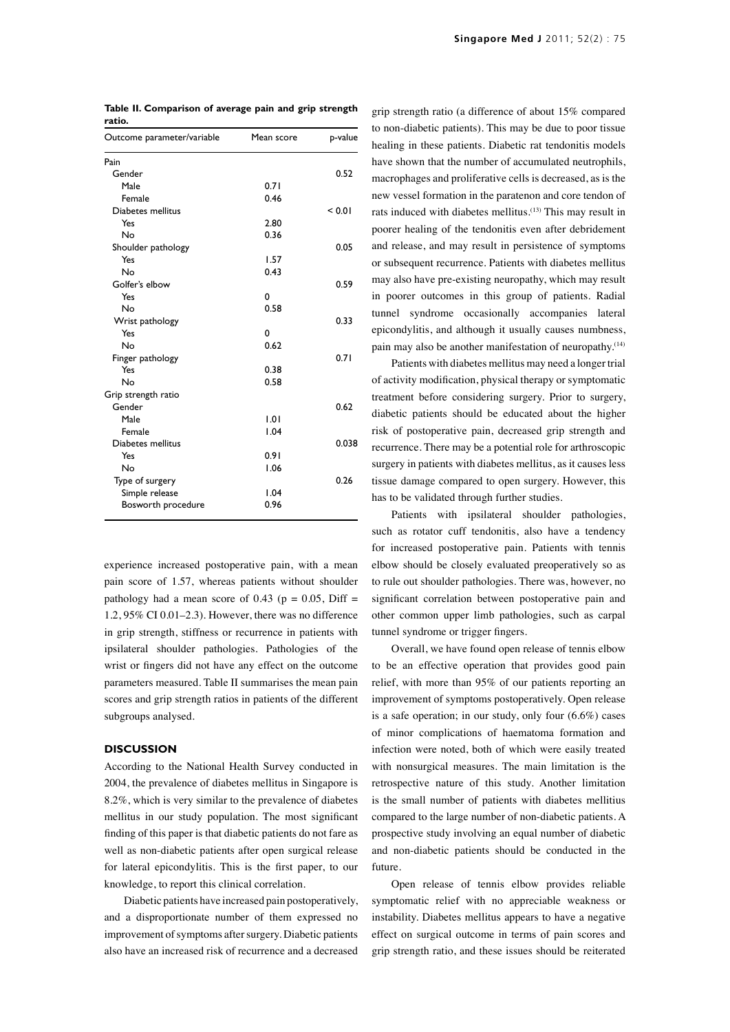**Table II. Comparison of average pain and grip strength ratio.**

| Outcome parameter/variable | Mean score | p-value |
|---|---|---|
| Pain | | |
| Gender | | 0.52 |
| Male | 0.71 | |
| Female | 0.46 | |
| Diabetes mellitus | | < 0.01 |
| Yes | 2.80 | |
| No | 0.36 | |
| Shoulder pathology | | 0.05 |
| Yes | 1.57 | |
| No | 0.43 | |
| Golfer's elbow | | 0.59 |
| Yes | 0 | |
| No | 0.58 | |
| Wrist pathology | | 0.33 |
| Yes | 0 | |
| No | 0.62 | |
| Finger pathology | | 0.71 |
| Yes | 0.38 | |
| No | 0.58 | |
| Grip strength ratio | | |
| Gender | | 0.62 |
| Male | 1.01 | |
| Female | 1.04 | |
| Diabetes mellitus | | 0.038 |
| Yes | 0.91 | |
| No | 1.06 | |
| Type of surgery | | 0.26 |
| Simple release | 1.04 | |
| Bosworth procedure | 0.96 | |

experience increased postoperative pain, with a mean pain score of 1.57, whereas patients without shoulder pathology had a mean score of 0.43 ($p = 0.05$, Diff = 1.2, 95% CI 0.01–2.3). However, there was no difference in grip strength, stiffness or recurrence in patients with ipsilateral shoulder pathologies. Pathologies of the wrist or fingers did not have any effect on the outcome parameters measured. Table II summarises the mean pain scores and grip strength ratios in patients of the different subgroups analysed.

## DISCUSSION

According to the National Health Survey conducted in 2004, the prevalence of diabetes mellitus in Singapore is 8.2%, which is very similar to the prevalence of diabetes mellitus in our study population. The most significant finding of this paper is that diabetic patients do not fare as well as non-diabetic patients after open surgical release for lateral epicondylitis. This is the first paper, to our knowledge, to report this clinical correlation.

Diabetic patients have increased pain postoperatively, and a disproportionate number of them expressed no improvement of symptoms after surgery. Diabetic patients also have an increased risk of recurrence and a decreased grip strength ratio (a difference of about 15% compared to non-diabetic patients). This may be due to poor tissue healing in these patients. Diabetic rat tendonitis models have shown that the number of accumulated neutrophils, macrophages and proliferative cells is decreased, as is the new vessel formation in the paratenon and core tendon of rats induced with diabetes mellitus.[13] This may result in poorer healing of the tendonitis even after debridement and release, and may result in persistence of symptoms or subsequent recurrence. Patients with diabetes mellitus may also have pre-existing neuropathy, which may result in poorer outcomes in this group of patients. Radial tunnel syndrome occasionally accompanies lateral epicondylitis, and although it usually causes numbness, pain may also be another manifestation of neuropathy.[14]

Patients with diabetes mellitus may need a longer trial of activity modification, physical therapy or symptomatic treatment before considering surgery. Prior to surgery, diabetic patients should be educated about the higher risk of postoperative pain, decreased grip strength and recurrence. There may be a potential role for arthroscopic surgery in patients with diabetes mellitus, as it causes less tissue damage compared to open surgery. However, this has to be validated through further studies.

Patients with ipsilateral shoulder pathologies, such as rotator cuff tendonitis, also have a tendency for increased postoperative pain. Patients with tennis elbow should be closely evaluated preoperatively so as to rule out shoulder pathologies. There was, however, no significant correlation between postoperative pain and other common upper limb pathologies, such as carpal tunnel syndrome or trigger fingers.

Overall, we have found open release of tennis elbow to be an effective operation that provides good pain relief, with more than 95% of our patients reporting an improvement of symptoms postoperatively. Open release is a safe operation; in our study, only four (6.6%) cases of minor complications of haematoma formation and infection were noted, both of which were easily treated with nonsurgical measures. The main limitation is the retrospective nature of this study. Another limitation is the small number of patients with diabetes mellitus compared to the large number of non-diabetic patients. A prospective study involving an equal number of diabetic and non-diabetic patients should be conducted in the future.

Open release of tennis elbow provides reliable symptomatic relief with no appreciable weakness or instability. Diabetes mellitus appears to have a negative effect on surgical outcome in terms of pain scores and grip strength ratio, and these issues should be reiterated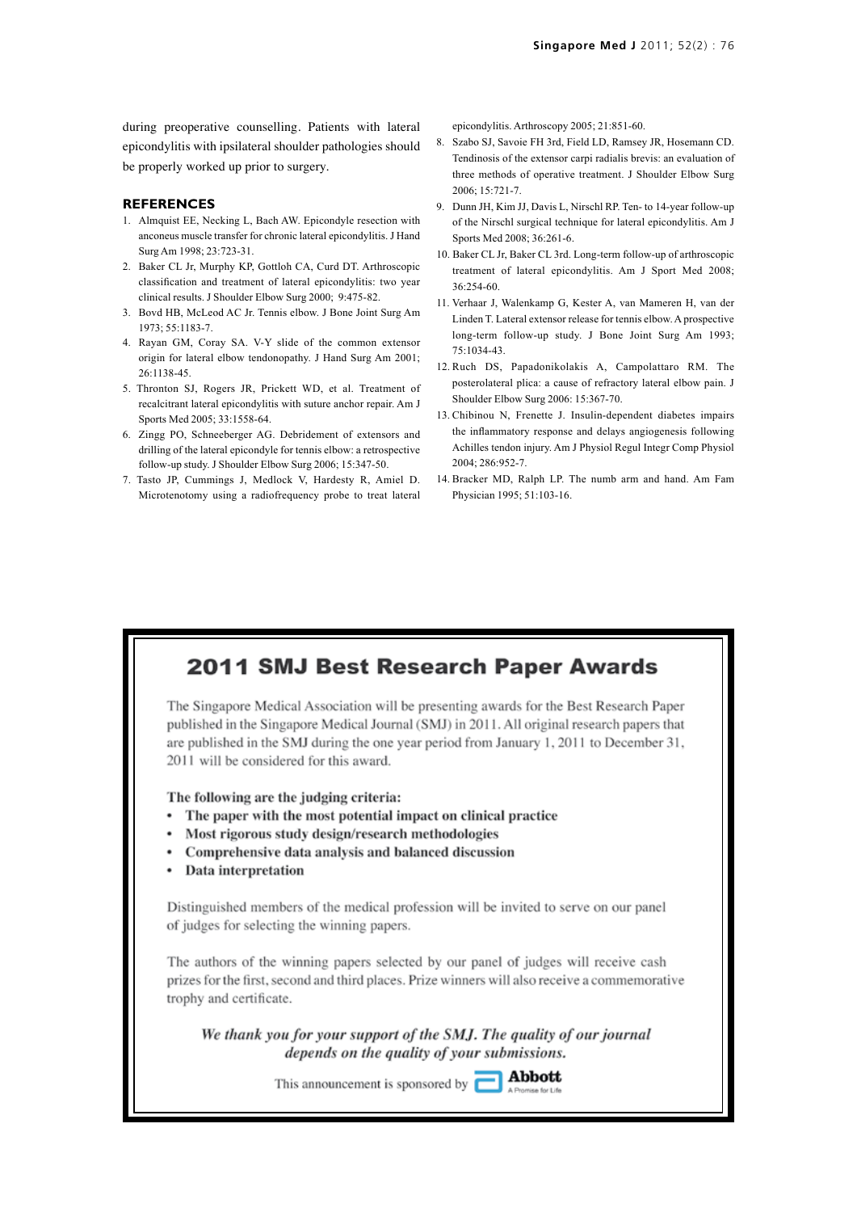during preoperative counselling. Patients with lateral epicondylitis with ipsilateral shoulder pathologies should be properly worked up prior to surgery.

## REFERENCES

1. Almquist EE, Necking L, Bach AW. Epicondyle resection with anconeus muscle transfer for chronic lateral epicondylitis. J Hand Surg Am 1998; 23:723-31.
2. Baker CL Jr, Murphy KP, Gottloh CA, Curd DT. Arthroscopic classification and treatment of lateral epicondylitis: two year clinical results. J Shoulder Elbow Surg 2000; 9:475-82.
3. Bovd HB, McLeod AC Jr. Tennis elbow. J Bone Joint Surg Am 1973; 55:1183-7.
4. Rayan GM, Coray SA. V-Y slide of the common extensor origin for lateral elbow tendonopathy. J Hand Surg Am 2001; 26:1138-45.
5. Thronton SJ, Rogers JR, Prickett WD, et al. Treatment of recalcitrant lateral epicondylitis with suture anchor repair. Am J Sports Med 2005; 33:1558-64.
6. Zingg PO, Schneeberger AG. Debridement of extensors and drilling of the lateral epicondyle for tennis elbow: a retrospective follow-up study. J Shoulder Elbow Surg 2006; 15:347-50.
7. Tasto JP, Cummings J, Medlock V, Hardesty R, Amiel D. Microtenotomy using a radiofrequency probe to treat lateral epicondylitis. Arthroscopy 2005; 21:851-60.
8. Szabo SJ, Savoie FH 3rd, Field LD, Ramsey JR, Hosemann CD. Tendinosis of the extensor carpi radialis brevis: an evaluation of three methods of operative treatment. J Shoulder Elbow Surg 2006; 15:721-7.
9. Dunn JH, Kim JJ, Davis L, Nirschl RP. Ten- to 14-year follow-up of the Nirschl surgical technique for lateral epicondylitis. Am J Sports Med 2008; 36:261-6.
10. Baker CL Jr, Baker CL 3rd. Long-term follow-up of arthroscopic treatment of lateral epicondylitis. Am J Sport Med 2008; 36:254-60.
11. Verhaar J, Walenkamp G, Kester A, van Mameren H, van der Linden T. Lateral extensor release for tennis elbow. A prospective long-term follow-up study. J Bone Joint Surg Am 1993; 75:1034-43.
12. Ruch DS, Papadonikolakis A, Campolattaro RM. The posterolateral plica: a cause of refractory lateral elbow pain. J Shoulder Elbow Surg 2006: 15:367-70.
13. Chibinou N, Frenette J. Insulin-dependent diabetes impairs the inflammatory response and delays angiogenesis following Achilles tendon injury. Am J Physiol Regul Integr Comp Physiol 2004; 286:952-7.
14. Bracker MD, Ralph LP. The numb arm and hand. Am Fam Physician 1995; 51:103-16.

## 2011 SMJ Best Research Paper Awards

The Singapore Medical Association will be presenting awards for the Best Research Paper published in the Singapore Medical Journal (SMJ) in 2011. All original research papers that are published in the SMJ during the one year period from January 1, 2011 to December 31, 2011 will be considered for this award.

**The following are the judging criteria:**

- **The paper with the most potential impact on clinical practice**
- **Most rigorous study design/research methodologies**
- **Comprehensive data analysis and balanced discussion**
- **Data interpretation**

Distinguished members of the medical profession will be invited to serve on our panel of judges for selecting the winning papers.

The authors of the winning papers selected by our panel of judges will receive cash prizes for the first, second and third places. Prize winners will also receive a commemorative trophy and certificate.

***We thank you for your support of the SMJ. The quality of our journal depends on the quality of your submissions.***

This announcement is sponsored by Abbott A Promise for Life